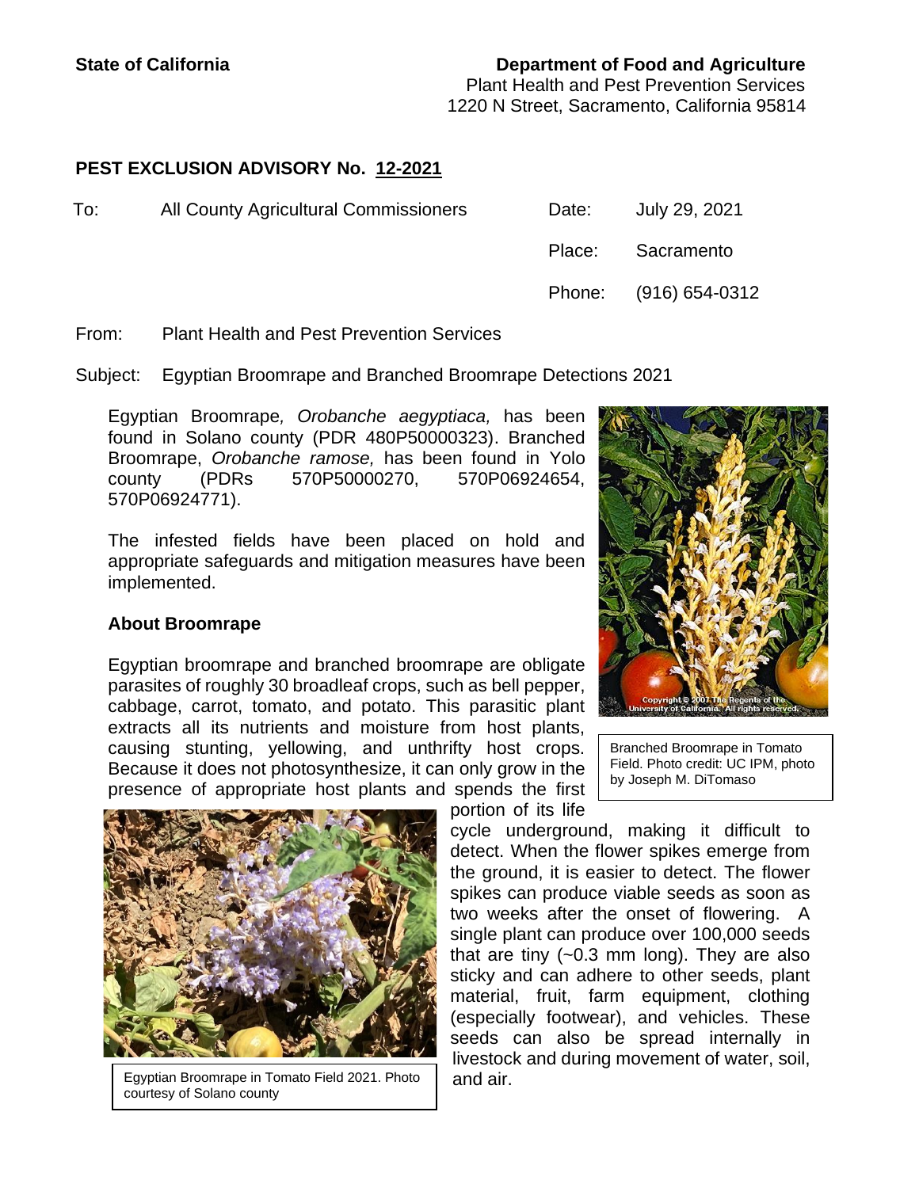**State of California** **Department of Food and Agriculture**
Plant Health and Pest Prevention Services
1220 N Street, Sacramento, California 95814

## PEST EXCLUSION ADVISORY No. 12-2021

To: All County Agricultural Commissioners

Date: July 29, 2021

Place: Sacramento

Phone: (916) 654-0312

From: Plant Health and Pest Prevention Services

Subject: Egyptian Broomrape and Branched Broomrape Detections 2021

Egyptian Broomrape, *Orobanche aegyptiaca,* has been found in Solano county (PDR 480P50000323). Branched Broomrape, *Orobanche ramose,* has been found in Yolo county (PDRs 570P50000270, 570P06924654, 570P06924771).

The infested fields have been placed on hold and appropriate safeguards and mitigation measures have been implemented.

Branched Broomrape in Tomato Field. Photo credit: UC IPM, photo by Joseph M. DiTomaso

### About Broomrape

Egyptian broomrape and branched broomrape are obligate parasites of roughly 30 broadleaf crops, such as bell pepper, cabbage, carrot, tomato, and potato. This parasitic plant extracts all its nutrients and moisture from host plants, causing stunting, yellowing, and unthrifty host crops. Because it does not photosynthesize, it can only grow in the presence of appropriate host plants and spends the first portion of its life cycle underground, making it difficult to detect. When the flower spikes emerge from the ground, it is easier to detect. The flower spikes can produce viable seeds as soon as two weeks after the onset of flowering. A single plant can produce over 100,000 seeds that are tiny (~0.3 mm long). They are also sticky and can adhere to other seeds, plant material, fruit, farm equipment, clothing (especially footwear), and vehicles. These seeds can also be spread internally in livestock and during movement of water, soil, and air.

Egyptian Broomrape in Tomato Field 2021. Photo courtesy of Solano county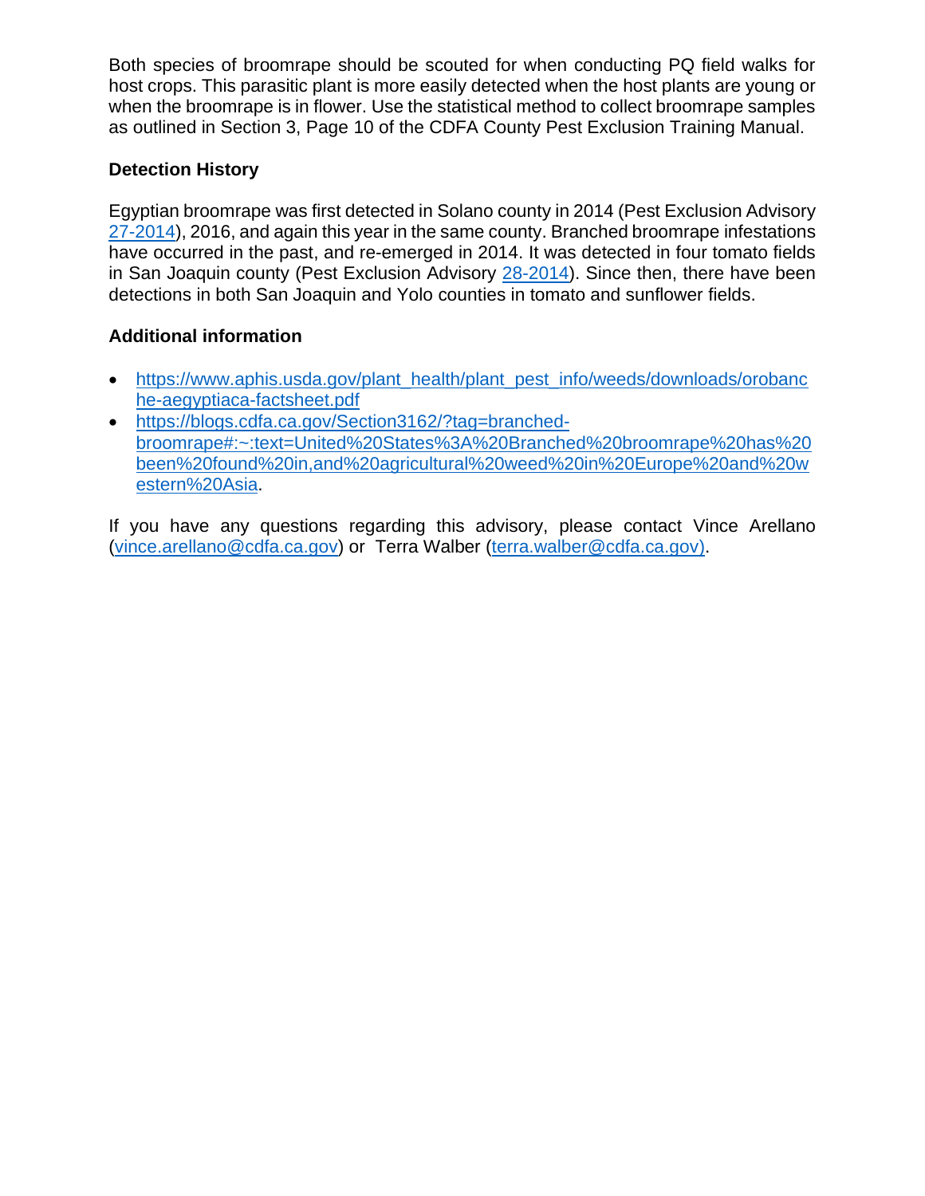Both species of broomrape should be scouted for when conducting PQ field walks for host crops. This parasitic plant is more easily detected when the host plants are young or when the broomrape is in flower. Use the statistical method to collect broomrape samples as outlined in Section 3, Page 10 of the CDFA County Pest Exclusion Training Manual.

**Detection History**

Egyptian broomrape was first detected in Solano county in 2014 (Pest Exclusion Advisory 27-2014), 2016, and again this year in the same county. Branched broomrape infestations have occurred in the past, and re-emerged in 2014. It was detected in four tomato fields in San Joaquin county (Pest Exclusion Advisory 28-2014). Since then, there have been detections in both San Joaquin and Yolo counties in tomato and sunflower fields.

**Additional information**

- https://www.aphis.usda.gov/plant_health/plant_pest_info/weeds/downloads/orobanche-aegyptiaca-factsheet.pdf
- https://blogs.cdfa.ca.gov/Section3162/?tag=branched-broomrape#:~:text=United%20States%3A%20Branched%20broomrape%20has%20been%20found%20in,and%20agricultural%20weed%20in%20Europe%20and%20western%20Asia.

If you have any questions regarding this advisory, please contact Vince Arellano (vince.arellano@cdfa.ca.gov) or Terra Walber (terra.walber@cdfa.ca.gov).